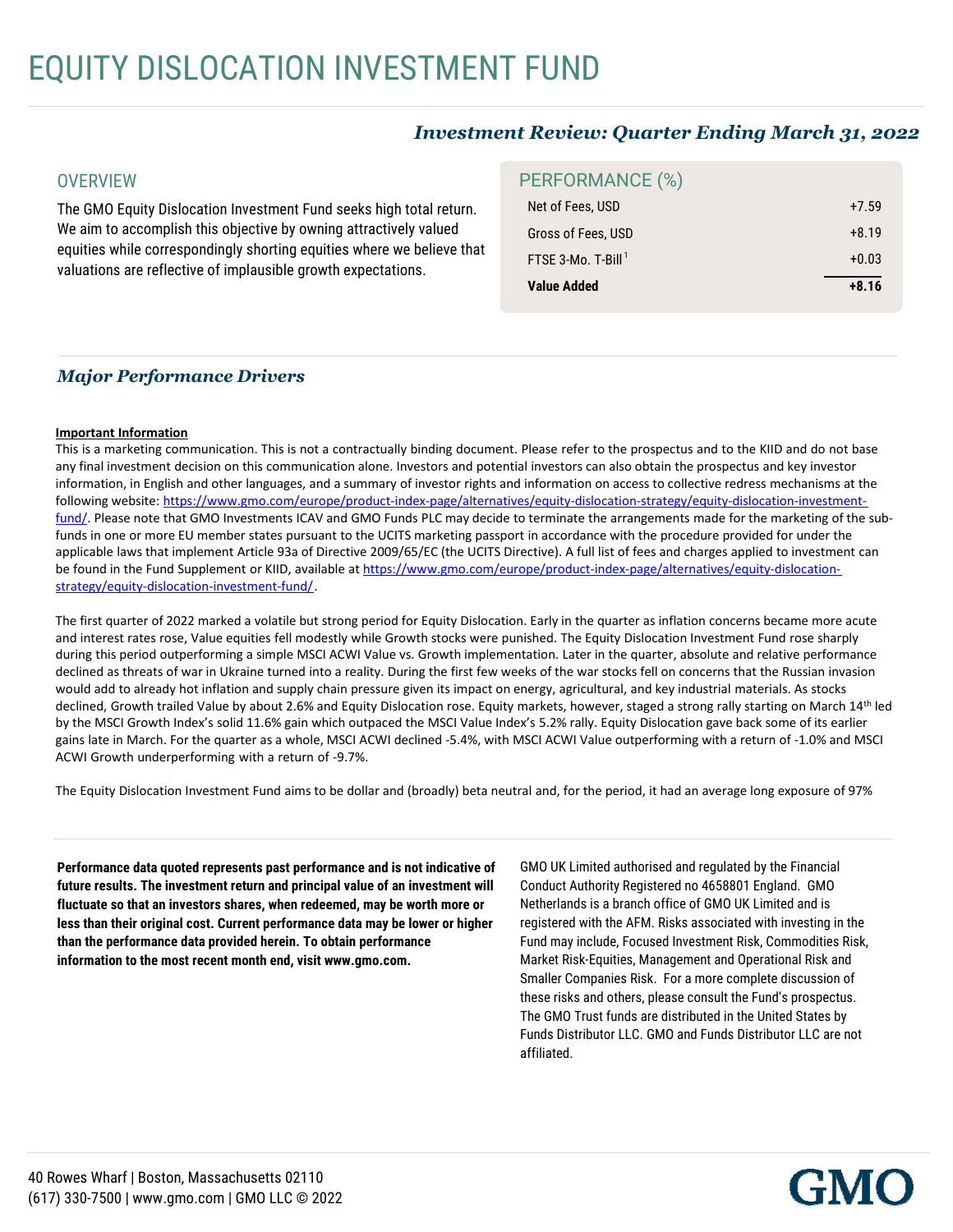# EQUITY DISLOCATION INVESTMENT FUND

***Investment Review: Quarter Ending March 31, 2022***

## OVERVIEW

The GMO Equity Dislocation Investment Fund seeks high total return. We aim to accomplish this objective by owning attractively valued equities while correspondingly shorting equities where we believe that valuations are reflective of implausible growth expectations.

## PERFORMANCE (%)

| | |
|---|---|
| Net of Fees, USD | +7.59 |
| Gross of Fees, USD | +8.19 |
| FTSE 3-Mo. T-Bill[1] | +0.03 |
| **Value Added** | **+8.16** |

## *Major Performance Drivers*

**Important Information**

This is a marketing communication. This is not a contractually binding document. Please refer to the prospectus and to the KIID and do not base any final investment decision on this communication alone. Investors and potential investors can also obtain the prospectus and key investor information, in English and other languages, and a summary of investor rights and information on access to collective redress mechanisms at the following website: https://www.gmo.com/europe/product-index-page/alternatives/equity-dislocation-strategy/equity-dislocation-investment-fund/. Please note that GMO Investments ICAV and GMO Funds PLC may decide to terminate the arrangements made for the marketing of the sub-funds in one or more EU member states pursuant to the UCITS marketing passport in accordance with the procedure provided for under the applicable laws that implement Article 93a of Directive 2009/65/EC (the UCITS Directive). A full list of fees and charges applied to investment can be found in the Fund Supplement or KIID, available at https://www.gmo.com/europe/product-index-page/alternatives/equity-dislocation-strategy/equity-dislocation-investment-fund/.

The first quarter of 2022 marked a volatile but strong period for Equity Dislocation. Early in the quarter as inflation concerns became more acute and interest rates rose, Value equities fell modestly while Growth stocks were punished. The Equity Dislocation Investment Fund rose sharply during this period outperforming a simple MSCI ACWI Value vs. Growth implementation. Later in the quarter, absolute and relative performance declined as threats of war in Ukraine turned into a reality. During the first few weeks of the war stocks fell on concerns that the Russian invasion would add to already hot inflation and supply chain pressure given its impact on energy, agricultural, and key industrial materials. As stocks declined, Growth trailed Value by about 2.6% and Equity Dislocation rose. Equity markets, however, staged a strong rally starting on March 14th led by the MSCI Growth Index's solid 11.6% gain which outpaced the MSCI Value Index's 5.2% rally. Equity Dislocation gave back some of its earlier gains late in March. For the quarter as a whole, MSCI ACWI declined -5.4%, with MSCI ACWI Value outperforming with a return of -1.0% and MSCI ACWI Growth underperforming with a return of -9.7%.

The Equity Dislocation Investment Fund aims to be dollar and (broadly) beta neutral and, for the period, it had an average long exposure of 97%

**Performance data quoted represents past performance and is not indicative of future results. The investment return and principal value of an investment will fluctuate so that an investors shares, when redeemed, may be worth more or less than their original cost. Current performance data may be lower or higher than the performance data provided herein. To obtain performance information to the most recent month end, visit www.gmo.com.**

GMO UK Limited authorised and regulated by the Financial Conduct Authority Registered no 4658801 England. GMO Netherlands is a branch office of GMO UK Limited and is registered with the AFM. Risks associated with investing in the Fund may include, Focused Investment Risk, Commodities Risk, Market Risk-Equities, Management and Operational Risk and Smaller Companies Risk. For a more complete discussion of these risks and others, please consult the Fund's prospectus. The GMO Trust funds are distributed in the United States by Funds Distributor LLC. GMO and Funds Distributor LLC are not affiliated.

40 Rowes Wharf | Boston, Massachusetts 02110
(617) 330-7500 | www.gmo.com | GMO LLC © 2022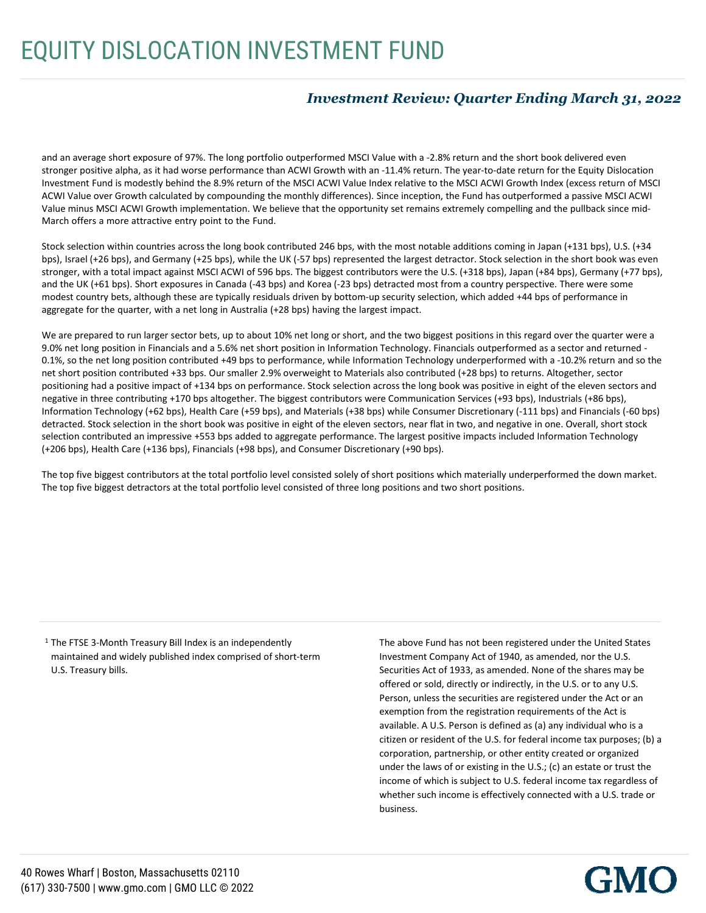and an average short exposure of 97%. The long portfolio outperformed MSCI Value with a -2.8% return and the short book delivered even stronger positive alpha, as it had worse performance than ACWI Growth with an -11.4% return. The year-to-date return for the Equity Dislocation Investment Fund is modestly behind the 8.9% return of the MSCI ACWI Value Index relative to the MSCI ACWI Growth Index (excess return of MSCI ACWI Value over Growth calculated by compounding the monthly differences). Since inception, the Fund has outperformed a passive MSCI ACWI Value minus MSCI ACWI Growth implementation. We believe that the opportunity set remains extremely compelling and the pullback since mid-March offers a more attractive entry point to the Fund.

Stock selection within countries across the long book contributed 246 bps, with the most notable additions coming in Japan (+131 bps), U.S. (+34 bps), Israel (+26 bps), and Germany (+25 bps), while the UK (-57 bps) represented the largest detractor. Stock selection in the short book was even stronger, with a total impact against MSCI ACWI of 596 bps. The biggest contributors were the U.S. (+318 bps), Japan (+84 bps), Germany (+77 bps), and the UK (+61 bps). Short exposures in Canada (-43 bps) and Korea (-23 bps) detracted most from a country perspective. There were some modest country bets, although these are typically residuals driven by bottom-up security selection, which added +44 bps of performance in aggregate for the quarter, with a net long in Australia (+28 bps) having the largest impact.

We are prepared to run larger sector bets, up to about 10% net long or short, and the two biggest positions in this regard over the quarter were a 9.0% net long position in Financials and a 5.6% net short position in Information Technology. Financials outperformed as a sector and returned -0.1%, so the net long position contributed +49 bps to performance, while Information Technology underperformed with a -10.2% return and so the net short position contributed +33 bps. Our smaller 2.9% overweight to Materials also contributed (+28 bps) to returns. Altogether, sector positioning had a positive impact of +134 bps on performance. Stock selection across the long book was positive in eight of the eleven sectors and negative in three contributing +170 bps altogether. The biggest contributors were Communication Services (+93 bps), Industrials (+86 bps), Information Technology (+62 bps), Health Care (+59 bps), and Materials (+38 bps) while Consumer Discretionary (-111 bps) and Financials (-60 bps) detracted. Stock selection in the short book was positive in eight of the eleven sectors, near flat in two, and negative in one. Overall, short stock selection contributed an impressive +553 bps added to aggregate performance. The largest positive impacts included Information Technology (+206 bps), Health Care (+136 bps), Financials (+98 bps), and Consumer Discretionary (+90 bps).

The top five biggest contributors at the total portfolio level consisted solely of short positions which materially underperformed the down market. The top five biggest detractors at the total portfolio level consisted of three long positions and two short positions.

[1] The FTSE 3-Month Treasury Bill Index is an independently maintained and widely published index comprised of short-term U.S. Treasury bills.

The above Fund has not been registered under the United States Investment Company Act of 1940, as amended, nor the U.S. Securities Act of 1933, as amended. None of the shares may be offered or sold, directly or indirectly, in the U.S. or to any U.S. Person, unless the securities are registered under the Act or an exemption from the registration requirements of the Act is available. A U.S. Person is defined as (a) any individual who is a citizen or resident of the U.S. for federal income tax purposes; (b) a corporation, partnership, or other entity created or organized under the laws of or existing in the U.S.; (c) an estate or trust the income of which is subject to U.S. federal income tax regardless of whether such income is effectively connected with a U.S. trade or business.